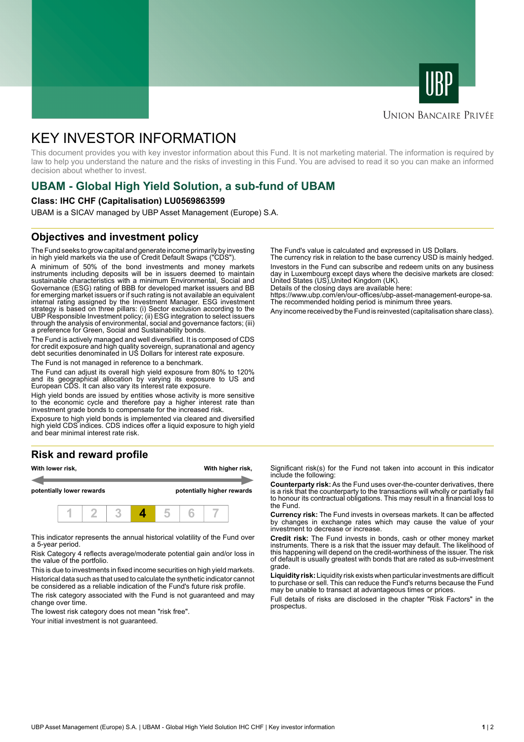UBP

Union Bancaire Privée

# KEY INVESTOR INFORMATION

This document provides you with key investor information about this Fund. It is not marketing material. The information is required by law to help you understand the nature and the risks of investing in this Fund. You are advised to read it so you can make an informed decision about whether to invest.

## UBAM - Global High Yield Solution, a sub-fund of UBAM

**Class: IHC CHF (Capitalisation) LU0569863599**

UBAM is a SICAV managed by UBP Asset Management (Europe) S.A.

## Objectives and investment policy

The Fund seeks to grow capital and generate income primarily by investing in high yield markets via the use of Credit Default Swaps ("CDS").

A minimum of 50% of the bond investments and money markets instruments including deposits will be in issuers deemed to maintain sustainable characteristics with a minimum Environmental, Social and Governance (ESG) rating of BBB for developed market issuers and BB for emerging market issuers or if such rating is not available an equivalent internal rating assigned by the Investment Manager. ESG investment strategy is based on three pillars: (i) Sector exclusion according to the UBP Responsible Investment policy; (ii) ESG integration to select issuers through the analysis of environmental, social and governance factors; (iii) a preference for Green, Social and Sustainability bonds.

The Fund is actively managed and well diversified. It is composed of CDS for credit exposure and high quality sovereign, supranational and agency debt securities denominated in US Dollars for interest rate exposure.

The Fund is not managed in reference to a benchmark.

The Fund can adjust its overall high yield exposure from 80% to 120% and its geographical allocation by varying its exposure to US and European CDS. It can also vary its interest rate exposure.

High yield bonds are issued by entities whose activity is more sensitive to the economic cycle and therefore pay a higher interest rate than investment grade bonds to compensate for the increased risk.

Exposure to high yield bonds is implemented via cleared and diversified high yield CDS indices. CDS indices offer a liquid exposure to high yield and bear minimal interest rate risk.

The Fund's value is calculated and expressed in US Dollars.
The currency risk in relation to the base currency USD is mainly hedged.

Investors in the Fund can subscribe and redeem units on any business day in Luxembourg except days where the decisive markets are closed: United States (US),United Kingdom (UK).
Details of the closing days are available here:
https://www.ubp.com/en/our-offices/ubp-asset-management-europe-sa.
The recommended holding period is minimum three years.

Any income received by the Fund is reinvested (capitalisation share class).

## Risk and reward profile

| With lower risk, potentially lower rewards | | | | | | With higher risk, potentially higher rewards |
|---|---|---|---|---|---|---|
| 1 | 2 | 3 | **4** | 5 | 6 | 7 |

This indicator represents the annual historical volatility of the Fund over a 5-year period.

Risk Category 4 reflects average/moderate potential gain and/or loss in the value of the portfolio.

This is due to investments in fixed income securities on high yield markets.

Historical data such as that used to calculate the synthetic indicator cannot be considered as a reliable indication of the Fund's future risk profile.

The risk category associated with the Fund is not guaranteed and may change over time.

The lowest risk category does not mean "risk free".

Your initial investment is not guaranteed.

Significant risk(s) for the Fund not taken into account in this indicator include the following:

**Counterparty risk:** As the Fund uses over-the-counter derivatives, there is a risk that the counterparty to the transactions will wholly or partially fail to honour its contractual obligations. This may result in a financial loss to the Fund.

**Currency risk:** The Fund invests in overseas markets. It can be affected by changes in exchange rates which may cause the value of your investment to decrease or increase.

**Credit risk:** The Fund invests in bonds, cash or other money market instruments. There is a risk that the issuer may default. The likelihood of this happening will depend on the credit-worthiness of the issuer. The risk of default is usually greatest with bonds that are rated as sub-investment grade.

**Liquidity risk:** Liquidity risk exists when particular investments are difficult to purchase or sell. This can reduce the Fund's returns because the Fund may be unable to transact at advantageous times or prices.

Full details of risks are disclosed in the chapter "Risk Factors" in the prospectus.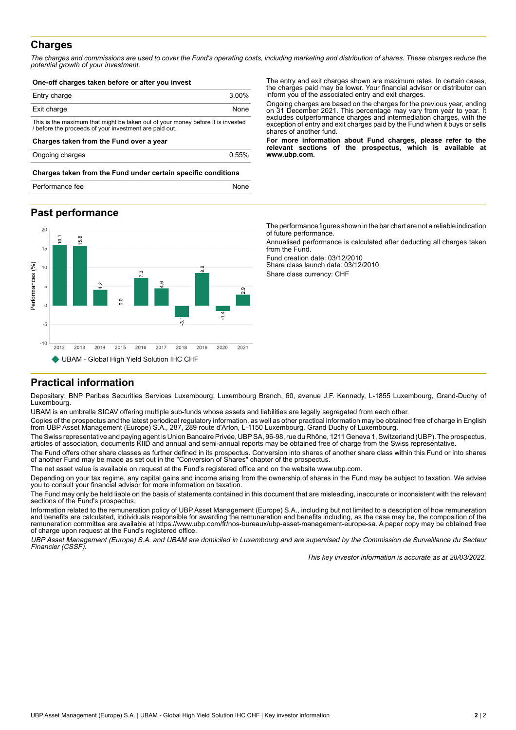## Charges

*The charges and commissions are used to cover the Fund's operating costs, including marketing and distribution of shares. These charges reduce the potential growth of your investment.*

| One-off charges taken before or after you invest | |
|---|---|
| Entry charge | 3.00% |
| Exit charge | None |

This is the maximum that might be taken out of your money before it is invested / before the proceeds of your investment are paid out.

| Charges taken from the Fund over a year | |
|---|---|
| Ongoing charges | 0.55% |

| Charges taken from the Fund under certain specific conditions | |
|---|---|
| Performance fee | None |

The entry and exit charges shown are maximum rates. In certain cases, the charges paid may be lower. Your financial advisor or distributor can inform you of the associated entry and exit charges.

Ongoing charges are based on the charges for the previous year, ending on 31 December 2021. This percentage may vary from year to year. It excludes outperformance charges and intermediation charges, with the exception of entry and exit charges paid by the Fund when it buys or sells shares of another fund.

**For more information about Fund charges, please refer to the relevant sections of the prospectus, which is available at www.ubp.com.**

## Past performance

Performances (%)

20
15
10
5
0
-5
-10

16.1 15.8 4.2 0.0 7.3 4.6 -3.1 8.6 -1.4 2.9

2012 2013 2014 2015 2016 2017 2018 2019 2020 2021

UBAM - Global High Yield Solution IHC CHF

The performance figures shown in the bar chart are not a reliable indication of future performance.

Annualised performance is calculated after deducting all charges taken from the Fund.

Fund creation date: 03/12/2010
Share class launch date: 03/12/2010

Share class currency: CHF

## Practical information

Depositary: BNP Paribas Securities Services Luxembourg, Luxembourg Branch, 60, avenue J.F. Kennedy, L-1855 Luxembourg, Grand-Duchy of Luxembourg.

UBAM is an umbrella SICAV offering multiple sub-funds whose assets and liabilities are legally segregated from each other.

Copies of the prospectus and the latest periodical regulatory information, as well as other practical information may be obtained free of charge in English from UBP Asset Management (Europe) S.A., 287, 289 route d'Arlon, L-1150 Luxembourg, Grand Duchy of Luxembourg.

The Swiss representative and paying agent is Union Bancaire Privée, UBP SA, 96-98, rue du Rhône, 1211 Geneva 1, Switzerland (UBP). The prospectus, articles of association, documents KIID and annual and semi-annual reports may be obtained free of charge from the Swiss representative.

The Fund offers other share classes as further defined in its prospectus. Conversion into shares of another share class within this Fund or into shares of another Fund may be made as set out in the "Conversion of Shares" chapter of the prospectus.

The net asset value is available on request at the Fund's registered office and on the website www.ubp.com.

Depending on your tax regime, any capital gains and income arising from the ownership of shares in the Fund may be subject to taxation. We advise you to consult your financial advisor for more information on taxation.

The Fund may only be held liable on the basis of statements contained in this document that are misleading, inaccurate or inconsistent with the relevant sections of the Fund's prospectus.

Information related to the remuneration policy of UBP Asset Management (Europe) S.A., including but not limited to a description of how remuneration and benefits are calculated, individuals responsible for awarding the remuneration and benefits including, as the case may be, the composition of the remuneration committee are available at https://www.ubp.com/fr/nos-bureaux/ubp-asset-management-europe-sa. A paper copy may be obtained free of charge upon request at the Fund's registered office.

*UBP Asset Management (Europe) S.A. and UBAM are domiciled in Luxembourg and are supervised by the Commission de Surveillance du Secteur Financier (CSSF).*

*This key investor information is accurate as at 28/03/2022.*